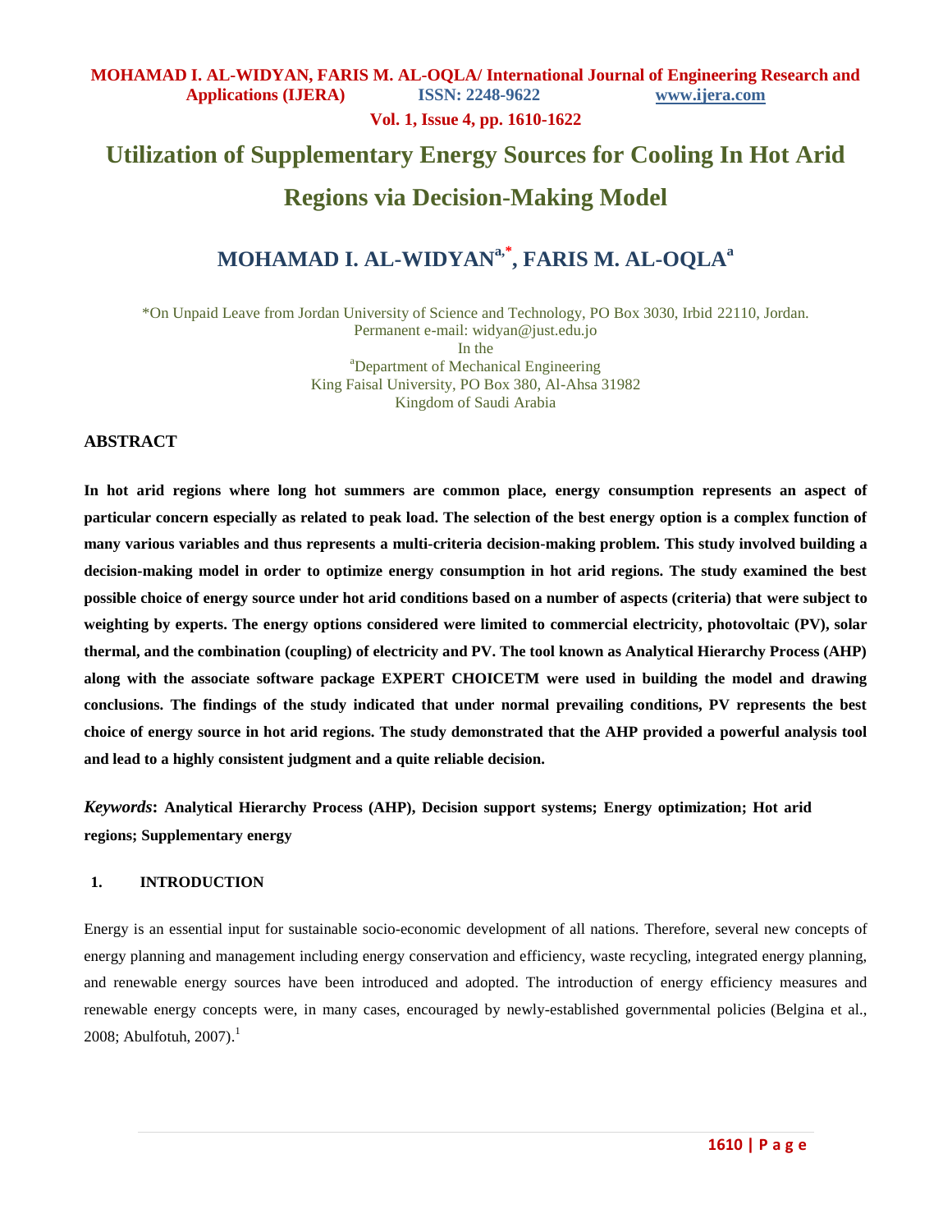# Utilization of Supplementary Energy Sources for Cooling In Hot Arid Regions via Decision-Making Model

## MOHAMAD I. AL-WIDYAN[a,*], FARIS M. AL-OQLA[a]

*On Unpaid Leave from Jordan University of Science and Technology, PO Box 3030, Irbid 22110, Jordan.
Permanent e-mail: widyan@just.edu.jo
In the
[a]Department of Mechanical Engineering
King Faisal University, PO Box 380, Al-Ahsa 31982
Kingdom of Saudi Arabia

### ABSTRACT

**In hot arid regions where long hot summers are common place, energy consumption represents an aspect of particular concern especially as related to peak load. The selection of the best energy option is a complex function of many various variables and thus represents a multi-criteria decision-making problem. This study involved building a decision-making model in order to optimize energy consumption in hot arid regions. The study examined the best possible choice of energy source under hot arid conditions based on a number of aspects (criteria) that were subject to weighting by experts. The energy options considered were limited to commercial electricity, photovoltaic (PV), solar thermal, and the combination (coupling) of electricity and PV. The tool known as Analytical Hierarchy Process (AHP) along with the associate software package EXPERT CHOICETM were used in building the model and drawing conclusions. The findings of the study indicated that under normal prevailing conditions, PV represents the best choice of energy source in hot arid regions. The study demonstrated that the AHP provided a powerful analysis tool and lead to a highly consistent judgment and a quite reliable decision.**

***Keywords*: Analytical Hierarchy Process (AHP), Decision support systems; Energy optimization; Hot arid regions; Supplementary energy**

### 1. INTRODUCTION

Energy is an essential input for sustainable socio-economic development of all nations. Therefore, several new concepts of energy planning and management including energy conservation and efficiency, waste recycling, integrated energy planning, and renewable energy sources have been introduced and adopted. The introduction of energy efficiency measures and renewable energy concepts were, in many cases, encouraged by newly-established governmental policies (Belgina et al., 2008; Abulfotuh, 2007).[1]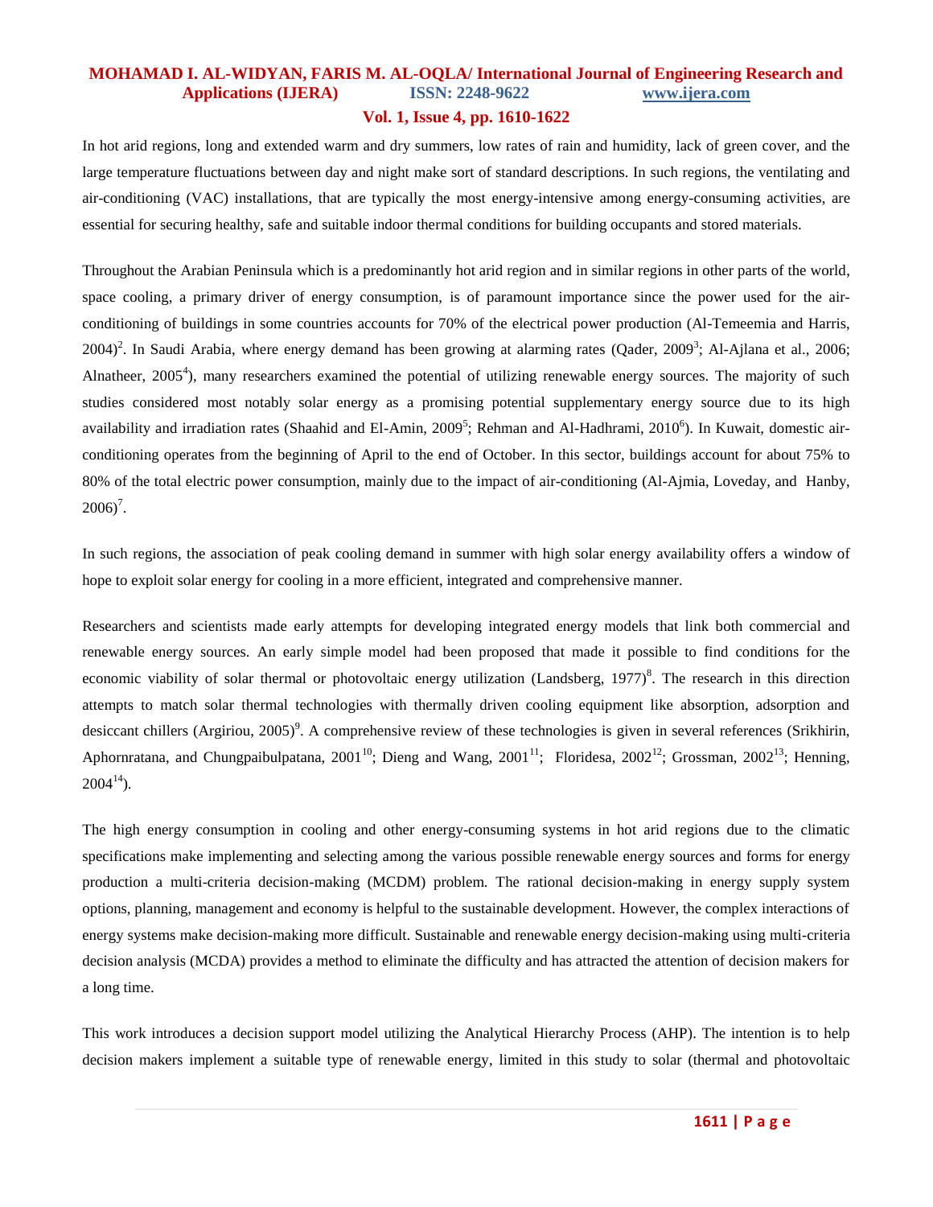In hot arid regions, long and extended warm and dry summers, low rates of rain and humidity, lack of green cover, and the large temperature fluctuations between day and night make sort of standard descriptions. In such regions, the ventilating and air-conditioning (VAC) installations, that are typically the most energy-intensive among energy-consuming activities, are essential for securing healthy, safe and suitable indoor thermal conditions for building occupants and stored materials.

Throughout the Arabian Peninsula which is a predominantly hot arid region and in similar regions in other parts of the world, space cooling, a primary driver of energy consumption, is of paramount importance since the power used for the air-conditioning of buildings in some countries accounts for 70% of the electrical power production (Al-Temeemia and Harris, 2004)[2]. In Saudi Arabia, where energy demand has been growing at alarming rates (Qader, 2009[3]; Al-Ajlana et al., 2006; Alnatheer, 2005[4]), many researchers examined the potential of utilizing renewable energy sources. The majority of such studies considered most notably solar energy as a promising potential supplementary energy source due to its high availability and irradiation rates (Shaahid and El-Amin, 2009[5]; Rehman and Al-Hadhrami, 2010[6]). In Kuwait, domestic air-conditioning operates from the beginning of April to the end of October. In this sector, buildings account for about 75% to 80% of the total electric power consumption, mainly due to the impact of air-conditioning (Al-Ajmia, Loveday, and Hanby, 2006)[7].

In such regions, the association of peak cooling demand in summer with high solar energy availability offers a window of hope to exploit solar energy for cooling in a more efficient, integrated and comprehensive manner.

Researchers and scientists made early attempts for developing integrated energy models that link both commercial and renewable energy sources. An early simple model had been proposed that made it possible to find conditions for the economic viability of solar thermal or photovoltaic energy utilization (Landsberg, 1977)[8]. The research in this direction attempts to match solar thermal technologies with thermally driven cooling equipment like absorption, adsorption and desiccant chillers (Argiriou, 2005)[9]. A comprehensive review of these technologies is given in several references (Srikhirin, Aphornratana, and Chungpaibulpatana, 2001[10]; Dieng and Wang, 2001[11]; Floridesa, 2002[12]; Grossman, 2002[13]; Henning, 2004[14]).

The high energy consumption in cooling and other energy-consuming systems in hot arid regions due to the climatic specifications make implementing and selecting among the various possible renewable energy sources and forms for energy production a multi-criteria decision-making (MCDM) problem. The rational decision-making in energy supply system options, planning, management and economy is helpful to the sustainable development. However, the complex interactions of energy systems make decision-making more difficult. Sustainable and renewable energy decision-making using multi-criteria decision analysis (MCDA) provides a method to eliminate the difficulty and has attracted the attention of decision makers for a long time.

This work introduces a decision support model utilizing the Analytical Hierarchy Process (AHP). The intention is to help decision makers implement a suitable type of renewable energy, limited in this study to solar (thermal and photovoltaic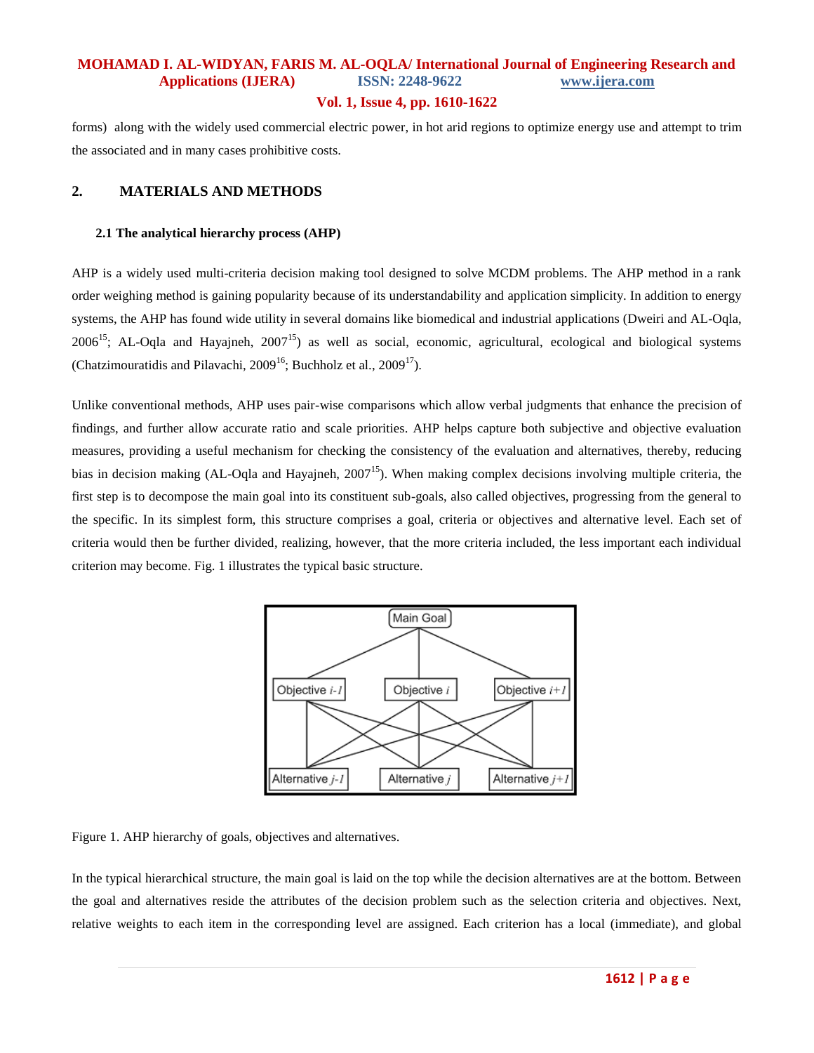forms) along with the widely used commercial electric power, in hot arid regions to optimize energy use and attempt to trim the associated and in many cases prohibitive costs.

## 2. MATERIALS AND METHODS

### 2.1 The analytical hierarchy process (AHP)

AHP is a widely used multi-criteria decision making tool designed to solve MCDM problems. The AHP method in a rank order weighing method is gaining popularity because of its understandability and application simplicity. In addition to energy systems, the AHP has found wide utility in several domains like biomedical and industrial applications (Dweiri and AL-Oqla, 2006[15]; AL-Oqla and Hayajneh, 2007[15]) as well as social, economic, agricultural, ecological and biological systems (Chatzimouratidis and Pilavachi, 2009[16]; Buchholz et al., 2009[17]).

Unlike conventional methods, AHP uses pair-wise comparisons which allow verbal judgments that enhance the precision of findings, and further allow accurate ratio and scale priorities. AHP helps capture both subjective and objective evaluation measures, providing a useful mechanism for checking the consistency of the evaluation and alternatives, thereby, reducing bias in decision making (AL-Oqla and Hayajneh, 2007[15]). When making complex decisions involving multiple criteria, the first step is to decompose the main goal into its constituent sub-goals, also called objectives, progressing from the general to the specific. In its simplest form, this structure comprises a goal, criteria or objectives and alternative level. Each set of criteria would then be further divided, realizing, however, that the more criteria included, the less important each individual criterion may become. Fig. 1 illustrates the typical basic structure.

Figure 1. AHP hierarchy of goals, objectives and alternatives.

In the typical hierarchical structure, the main goal is laid on the top while the decision alternatives are at the bottom. Between the goal and alternatives reside the attributes of the decision problem such as the selection criteria and objectives. Next, relative weights to each item in the corresponding level are assigned. Each criterion has a local (immediate), and global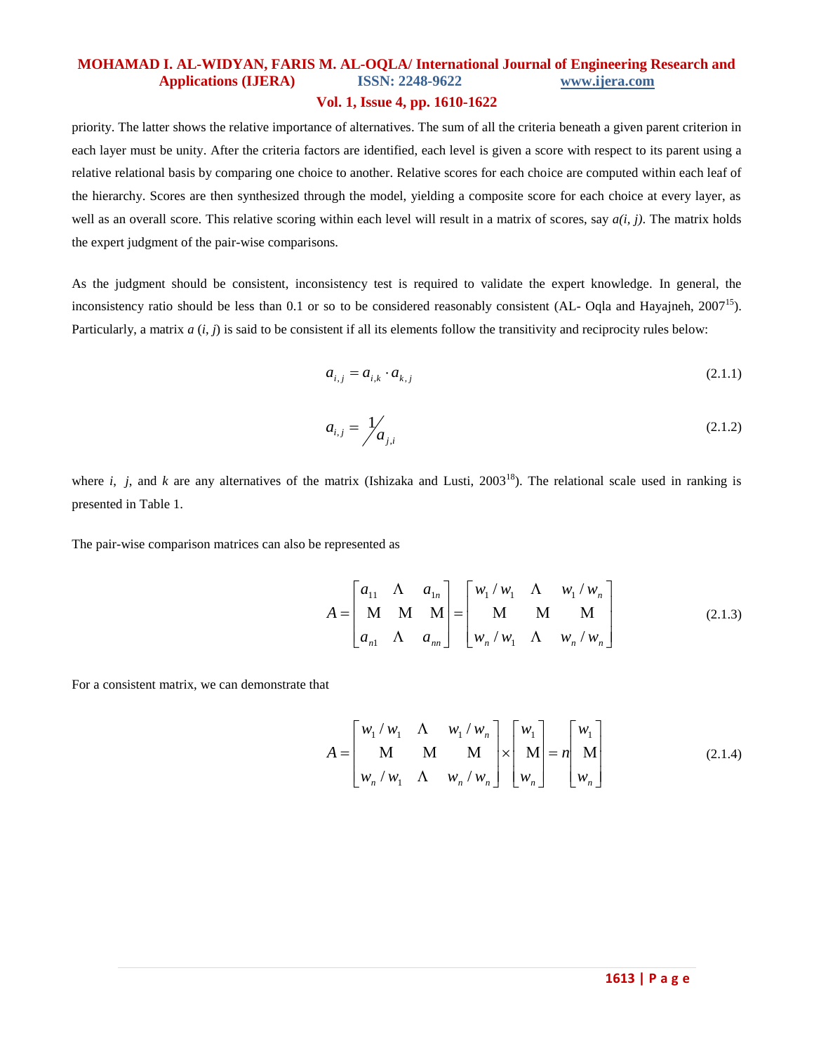priority. The latter shows the relative importance of alternatives. The sum of all the criteria beneath a given parent criterion in each layer must be unity. After the criteria factors are identified, each level is given a score with respect to its parent using a relative relational basis by comparing one choice to another. Relative scores for each choice are computed within each leaf of the hierarchy. Scores are then synthesized through the model, yielding a composite score for each choice at every layer, as well as an overall score. This relative scoring within each level will result in a matrix of scores, say *a(i, j)*. The matrix holds the expert judgment of the pair-wise comparisons.

As the judgment should be consistent, inconsistency test is required to validate the expert knowledge. In general, the inconsistency ratio should be less than 0.1 or so to be considered reasonably consistent (AL- Oqla and Hayajneh, 2007[15]). Particularly, a matrix $a\,(i, j)$ is said to be consistent if all its elements follow the transitivity and reciprocity rules below:

$$a_{i,j} = a_{i,k} \cdot a_{k,j} \tag{2.1.1}$$

$$a_{i,j} = \frac{1}{a_{j,i}} \tag{2.1.2}$$

where $i$, $j$, and $k$ are any alternatives of the matrix (Ishizaka and Lusti, 2003[18]). The relational scale used in ranking is presented in Table 1.

The pair-wise comparison matrices can also be represented as

$$A = \begin{bmatrix} a_{11} & \cdots & a_{1n} \\ \vdots & \vdots & \vdots \\ a_{n1} & \cdots & a_{nn} \end{bmatrix} = \begin{bmatrix} w_1/w_1 & \cdots & w_1/w_n \\ \vdots & \vdots & \vdots \\ w_n/w_1 & \cdots & w_n/w_n \end{bmatrix} \tag{2.1.3}$$

For a consistent matrix, we can demonstrate that

$$A = \begin{bmatrix} w_1/w_1 & \cdots & w_1/w_n \\ \vdots & \vdots & \vdots \\ w_n/w_1 & \cdots & w_n/w_n \end{bmatrix} \times \begin{bmatrix} w_1 \\ \vdots \\ w_n \end{bmatrix} = n \begin{bmatrix} w_1 \\ \vdots \\ w_n \end{bmatrix} \tag{2.1.4}$$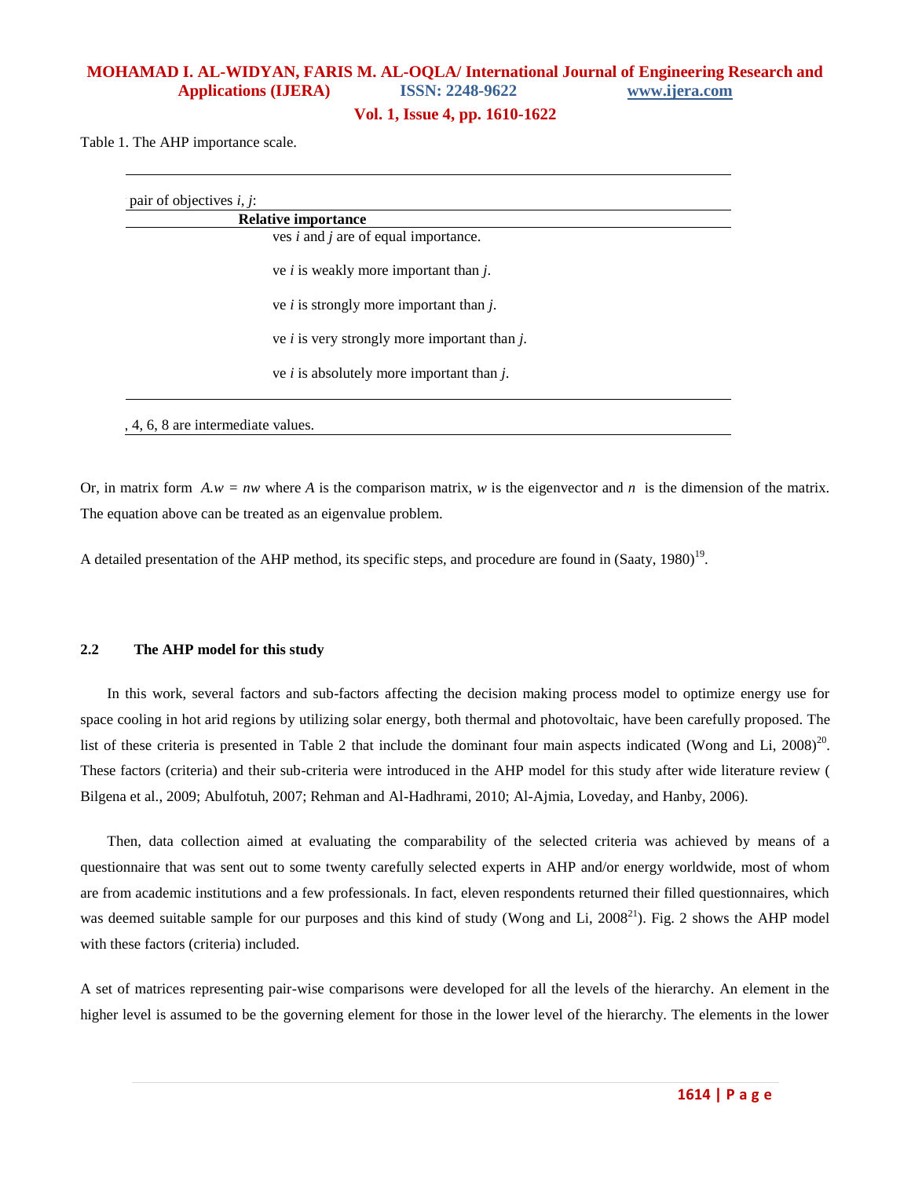Table 1. The AHP importance scale.

| pair of objectives $i$, $j$: | Relative importance |
|---|---|
| | ves $i$ and $j$ are of equal importance. |
| | ve $i$ is weakly more important than $j$. |
| | ve $i$ is strongly more important than $j$. |
| | ve $i$ is very strongly more important than $j$. |
| | ve $i$ is absolutely more important than $j$. |

, 4, 6, 8 are intermediate values.

Or, in matrix form $A.w = nw$ where $A$ is the comparison matrix, $w$ is the eigenvector and $n$ is the dimension of the matrix. The equation above can be treated as an eigenvalue problem.

A detailed presentation of the AHP method, its specific steps, and procedure are found in (Saaty, 1980)[19].

### 2.2 The AHP model for this study

In this work, several factors and sub-factors affecting the decision making process model to optimize energy use for space cooling in hot arid regions by utilizing solar energy, both thermal and photovoltaic, have been carefully proposed. The list of these criteria is presented in Table 2 that include the dominant four main aspects indicated (Wong and Li, 2008)[20]. These factors (criteria) and their sub-criteria were introduced in the AHP model for this study after wide literature review ( Bilgena et al., 2009; Abulfotuh, 2007; Rehman and Al-Hadhrami, 2010; Al-Ajmia, Loveday, and Hanby, 2006).

Then, data collection aimed at evaluating the comparability of the selected criteria was achieved by means of a questionnaire that was sent out to some twenty carefully selected experts in AHP and/or energy worldwide, most of whom are from academic institutions and a few professionals. In fact, eleven respondents returned their filled questionnaires, which was deemed suitable sample for our purposes and this kind of study (Wong and Li, 2008[21]). Fig. 2 shows the AHP model with these factors (criteria) included.

A set of matrices representing pair-wise comparisons were developed for all the levels of the hierarchy. An element in the higher level is assumed to be the governing element for those in the lower level of the hierarchy. The elements in the lower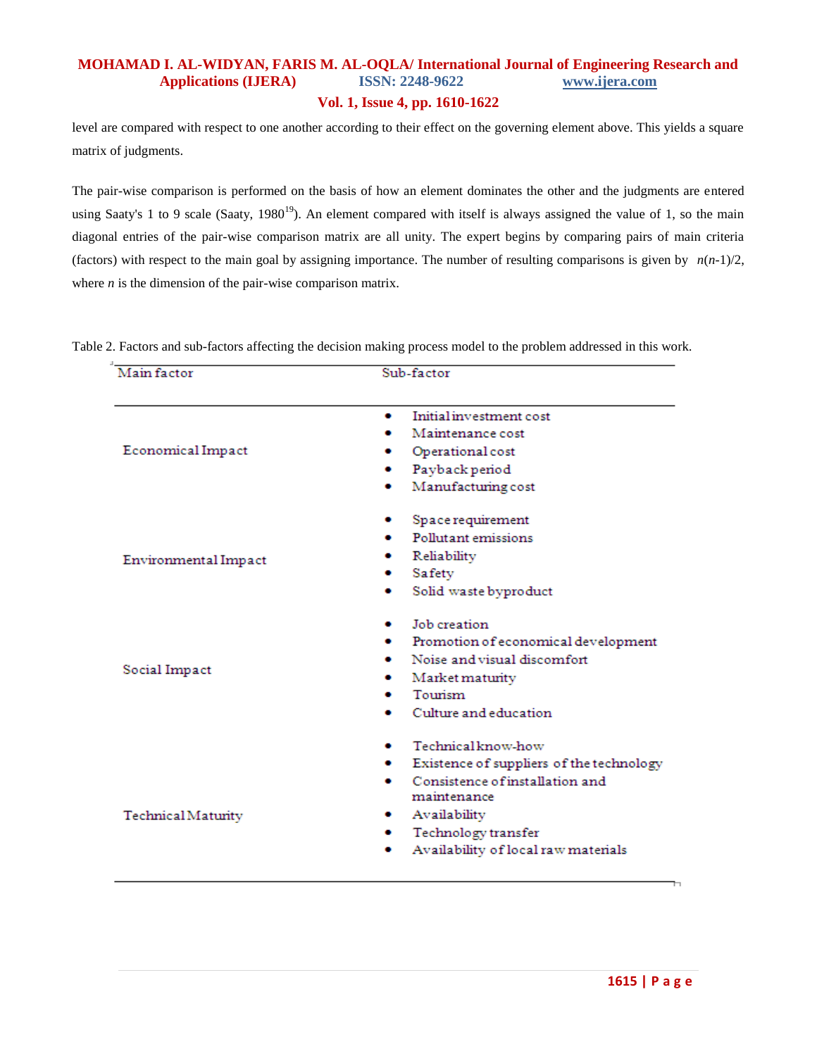level are compared with respect to one another according to their effect on the governing element above. This yields a square matrix of judgments.

The pair-wise comparison is performed on the basis of how an element dominates the other and the judgments are entered using Saaty's 1 to 9 scale (Saaty, 1980[19]). An element compared with itself is always assigned the value of 1, so the main diagonal entries of the pair-wise comparison matrix are all unity. The expert begins by comparing pairs of main criteria (factors) with respect to the main goal by assigning importance. The number of resulting comparisons is given by $n(n-1)/2$, where $n$ is the dimension of the pair-wise comparison matrix.

Table 2. Factors and sub-factors affecting the decision making process model to the problem addressed in this work.

| Main factor | Sub-factor |
|---|---|
| Economical Impact | • Initial investment cost<br>• Maintenance cost<br>• Operational cost<br>• Payback period<br>• Manufacturing cost |
| Environmental Impact | • Space requirement<br>• Pollutant emissions<br>• Reliability<br>• Safety<br>• Solid waste byproduct |
| Social Impact | • Job creation<br>• Promotion of economical development<br>• Noise and visual discomfort<br>• Market maturity<br>• Tourism<br>• Culture and education |
| Technical Maturity | • Technical know-how<br>• Existence of suppliers of the technology<br>• Consistence of installation and maintenance<br>• Availability<br>• Technology transfer<br>• Availability of local raw materials |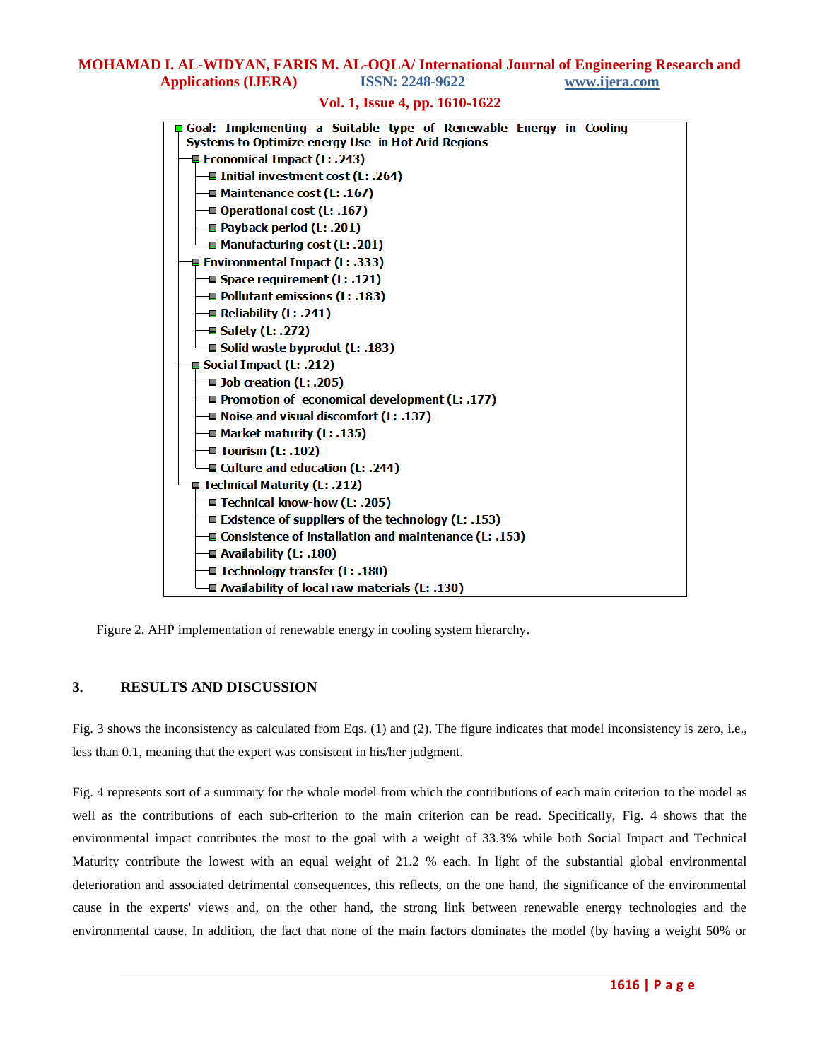- Goal: Implementing a Suitable type of Renewable Energy in Cooling Systems to Optimize energy Use in Hot Arid Regions
  - Economical Impact (L: .243)
    - Initial investment cost (L: .264)
    - Maintenance cost (L: .167)
    - Operational cost (L: .167)
    - Payback period (L: .201)
    - Manufacturing cost (L: .201)
  - Environmental Impact (L: .333)
    - Space requirement (L: .121)
    - Pollutant emissions (L: .183)
    - Reliability (L: .241)
    - Safety (L: .272)
    - Solid waste byprodut (L: .183)
  - Social Impact (L: .212)
    - Job creation (L: .205)
    - Promotion of economical development (L: .177)
    - Noise and visual discomfort (L: .137)
    - Market maturity (L: .135)
    - Tourism (L: .102)
    - Culture and education (L: .244)
  - Technical Maturity (L: .212)
    - Technical know-how (L: .205)
    - Existence of suppliers of the technology (L: .153)
    - Consistence of installation and maintenance (L: .153)
    - Availability (L: .180)
    - Technology transfer (L: .180)
    - Availability of local raw materials (L: .130)

Figure 2. AHP implementation of renewable energy in cooling system hierarchy.

## 3. RESULTS AND DISCUSSION

Fig. 3 shows the inconsistency as calculated from Eqs. (1) and (2). The figure indicates that model inconsistency is zero, i.e., less than 0.1, meaning that the expert was consistent in his/her judgment.

Fig. 4 represents sort of a summary for the whole model from which the contributions of each main criterion to the model as well as the contributions of each sub-criterion to the main criterion can be read. Specifically, Fig. 4 shows that the environmental impact contributes the most to the goal with a weight of 33.3% while both Social Impact and Technical Maturity contribute the lowest with an equal weight of 21.2 % each. In light of the substantial global environmental deterioration and associated detrimental consequences, this reflects, on the one hand, the significance of the environmental cause in the experts' views and, on the other hand, the strong link between renewable energy technologies and the environmental cause. In addition, the fact that none of the main factors dominates the model (by having a weight 50% or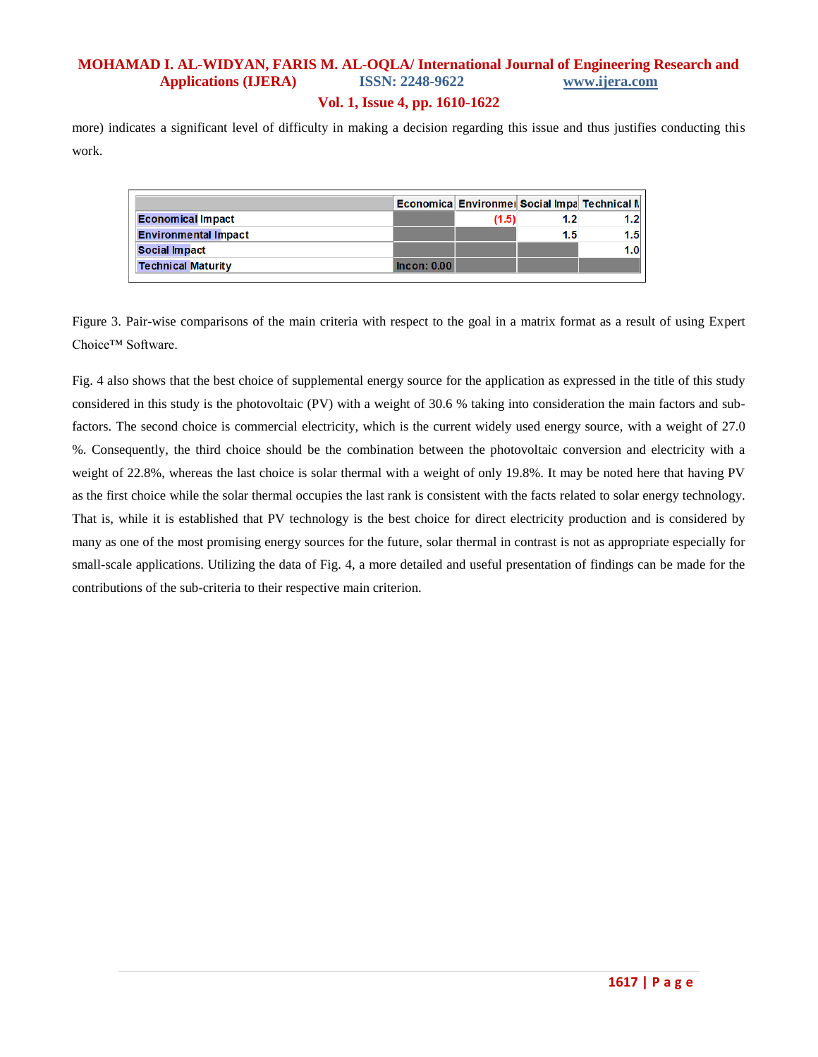more) indicates a significant level of difficulty in making a decision regarding this issue and thus justifies conducting this work.

| | Economica | Environmei | Social Impa | Technical M |
|---|---|---|---|---|
| Economical Impact | | (1.5) | 1.2 | 1.2 |
| Environmental Impact | | | 1.5 | 1.5 |
| Social Impact | | | | 1.0 |
| Technical Maturity | Incon: 0.00 | | | |

Figure 3. Pair-wise comparisons of the main criteria with respect to the goal in a matrix format as a result of using Expert Choice™ Software.

Fig. 4 also shows that the best choice of supplemental energy source for the application as expressed in the title of this study considered in this study is the photovoltaic (PV) with a weight of 30.6 % taking into consideration the main factors and sub-factors. The second choice is commercial electricity, which is the current widely used energy source, with a weight of 27.0 %. Consequently, the third choice should be the combination between the photovoltaic conversion and electricity with a weight of 22.8%, whereas the last choice is solar thermal with a weight of only 19.8%. It may be noted here that having PV as the first choice while the solar thermal occupies the last rank is consistent with the facts related to solar energy technology. That is, while it is established that PV technology is the best choice for direct electricity production and is considered by many as one of the most promising energy sources for the future, solar thermal in contrast is not as appropriate especially for small-scale applications. Utilizing the data of Fig. 4, a more detailed and useful presentation of findings can be made for the contributions of the sub-criteria to their respective main criterion.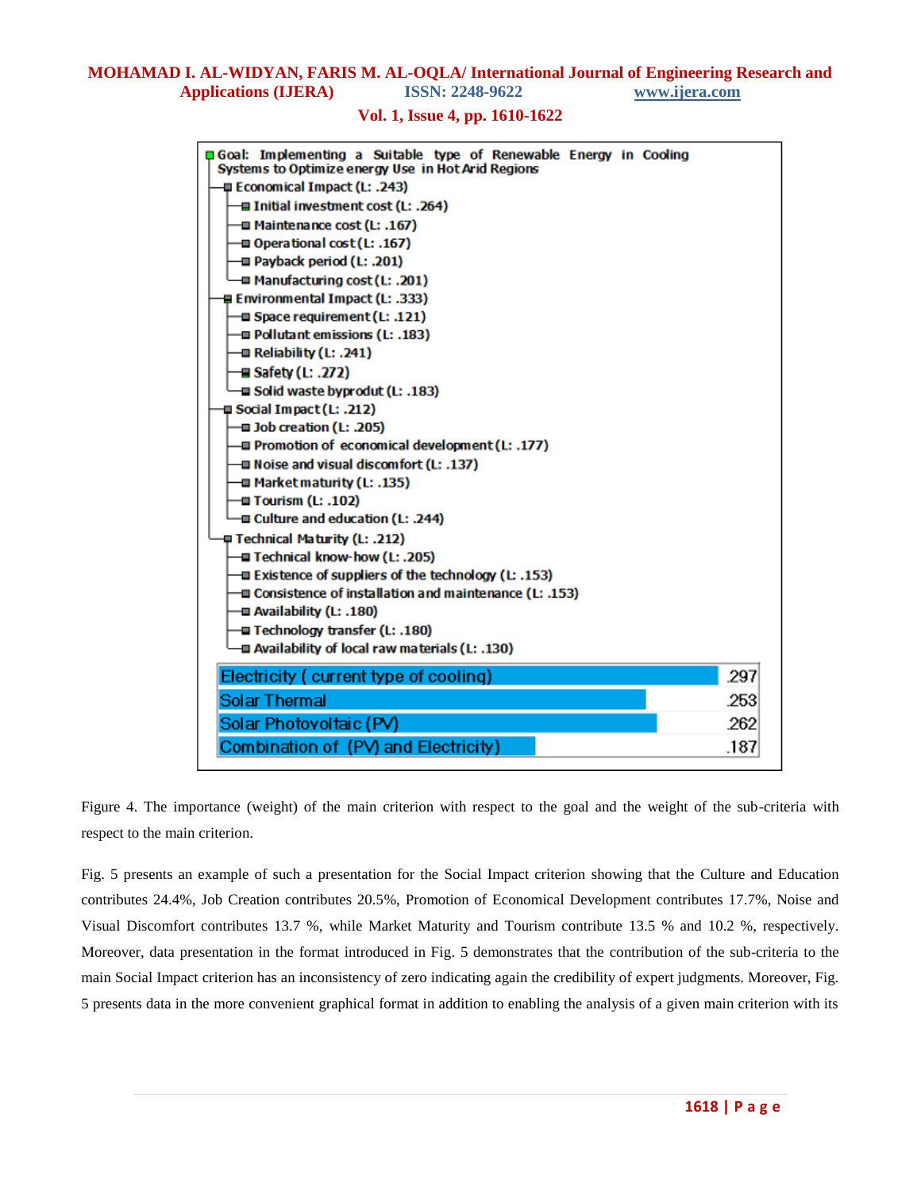Goal: Implementing a Suitable type of Renewable Energy in Cooling Systems to Optimize energy Use in Hot Arid Regions

- Economical Impact (L: .243)
  - Initial investment cost (L: .264)
  - Maintenance cost (L: .167)
  - Operational cost (L: .167)
  - Payback period (L: .201)
  - Manufacturing cost (L: .201)
- Environmental Impact (L: .333)
  - Space requirement (L: .121)
  - Pollutant emissions (L: .183)
  - Reliability (L: .241)
  - Safety (L: .272)
  - Solid waste byprodut (L: .183)
- Social Impact (L: .212)
  - Job creation (L: .205)
  - Promotion of economical development (L: .177)
  - Noise and visual discomfort (L: .137)
  - Market maturity (L: .135)
  - Tourism (L: .102)
  - Culture and education (L: .244)
- Technical Maturity (L: .212)
  - Technical know-how (L: .205)
  - Existence of suppliers of the technology (L: .153)
  - Consistence of installation and maintenance (L: .153)
  - Availability (L: .180)
  - Technology transfer (L: .180)
  - Availability of local raw materials (L: .130)

| Alternative | Weight |
| --- | --- |
| Electricity ( current type of cooling) | .297 |
| Solar Thermal | .253 |
| Solar Photovoltaic (PV) | .262 |
| Combination of (PV) and Electricity) | .187 |

Figure 4. The importance (weight) of the main criterion with respect to the goal and the weight of the sub-criteria with respect to the main criterion.

Fig. 5 presents an example of such a presentation for the Social Impact criterion showing that the Culture and Education contributes 24.4%, Job Creation contributes 20.5%, Promotion of Economical Development contributes 17.7%, Noise and Visual Discomfort contributes 13.7 %, while Market Maturity and Tourism contribute 13.5 % and 10.2 %, respectively. Moreover, data presentation in the format introduced in Fig. 5 demonstrates that the contribution of the sub-criteria to the main Social Impact criterion has an inconsistency of zero indicating again the credibility of expert judgments. Moreover, Fig. 5 presents data in the more convenient graphical format in addition to enabling the analysis of a given main criterion with its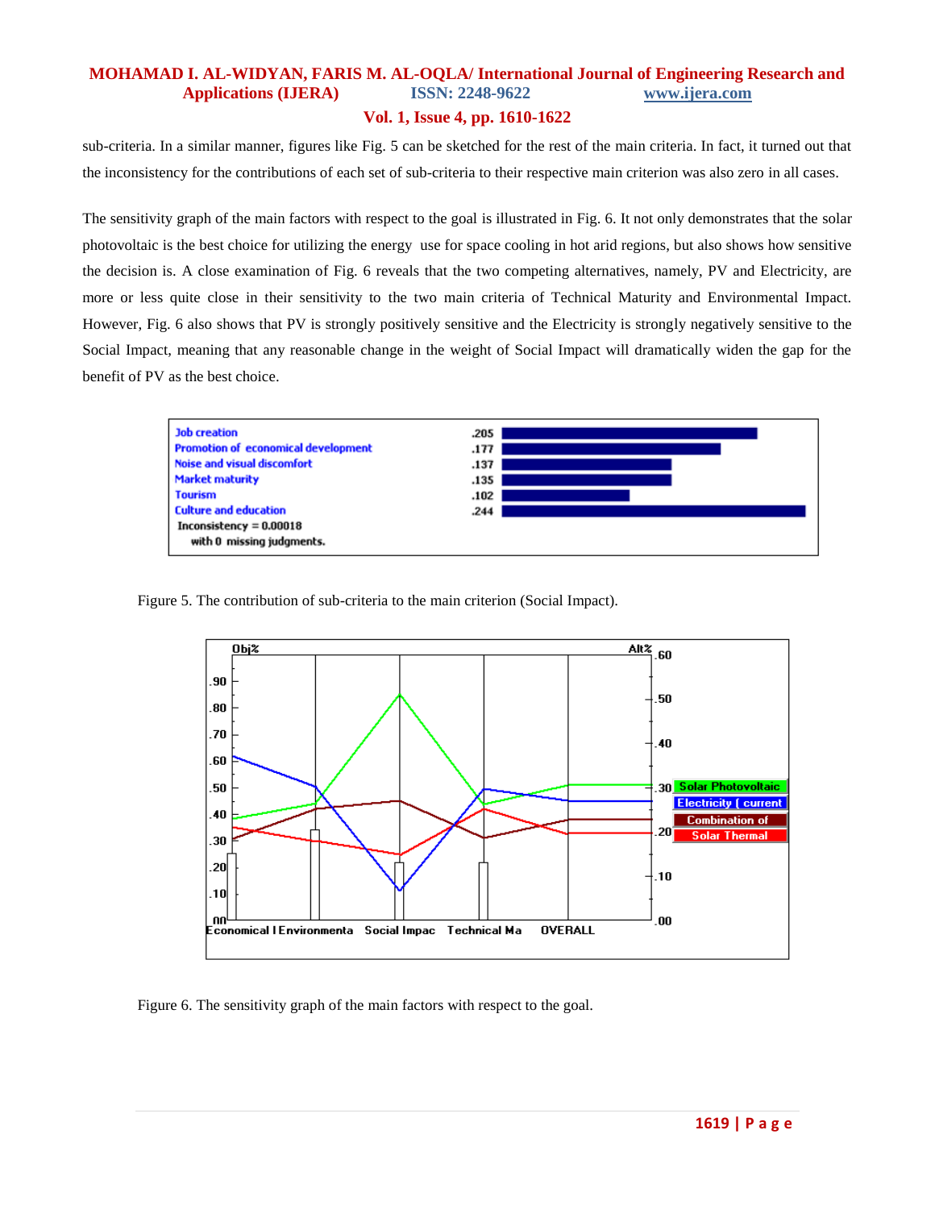sub-criteria. In a similar manner, figures like Fig. 5 can be sketched for the rest of the main criteria. In fact, it turned out that the inconsistency for the contributions of each set of sub-criteria to their respective main criterion was also zero in all cases.

The sensitivity graph of the main factors with respect to the goal is illustrated in Fig. 6. It not only demonstrates that the solar photovoltaic is the best choice for utilizing the energy use for space cooling in hot arid regions, but also shows how sensitive the decision is. A close examination of Fig. 6 reveals that the two competing alternatives, namely, PV and Electricity, are more or less quite close in their sensitivity to the two main criteria of Technical Maturity and Environmental Impact. However, Fig. 6 also shows that PV is strongly positively sensitive and the Electricity is strongly negatively sensitive to the Social Impact, meaning that any reasonable change in the weight of Social Impact will dramatically widen the gap for the benefit of PV as the best choice.

| Sub-criterion | Weight |
|---|---|
| Job creation | .205 |
| Promotion of economical development | .177 |
| Noise and visual discomfort | .137 |
| Market maturity | .135 |
| Tourism | .102 |
| Culture and education | .244 |

Inconsistency = 0.00018
with 0 missing judgments.

Figure 5. The contribution of sub-criteria to the main criterion (Social Impact).

Figure 6. The sensitivity graph of the main factors with respect to the goal.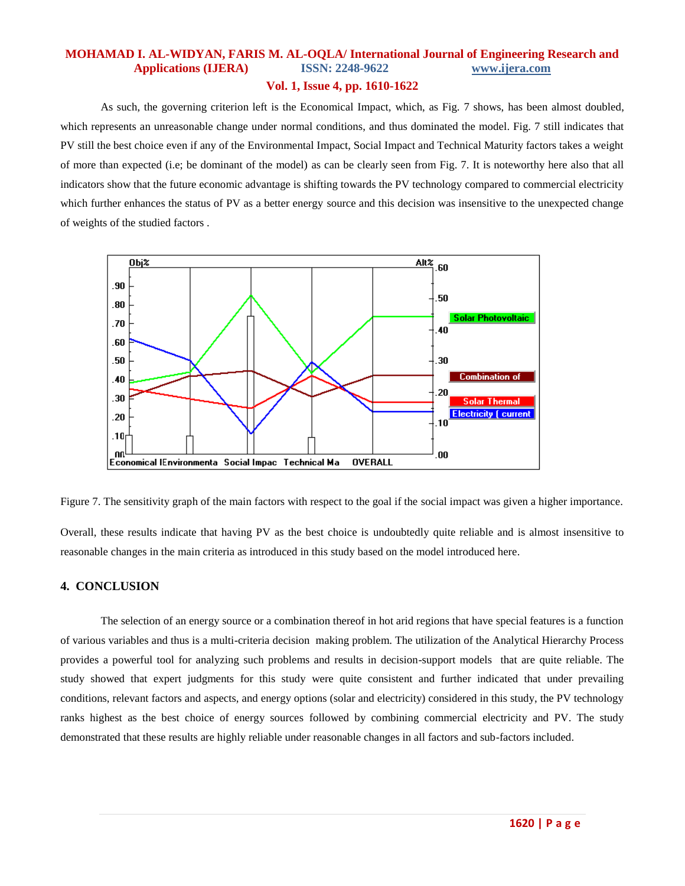As such, the governing criterion left is the Economical Impact, which, as Fig. 7 shows, has been almost doubled, which represents an unreasonable change under normal conditions, and thus dominated the model. Fig. 7 still indicates that PV still the best choice even if any of the Environmental Impact, Social Impact and Technical Maturity factors takes a weight of more than expected (i.e; be dominant of the model) as can be clearly seen from Fig. 7. It is noteworthy here also that all indicators show that the future economic advantage is shifting towards the PV technology compared to commercial electricity which further enhances the status of PV as a better energy source and this decision was insensitive to the unexpected change of weights of the studied factors .

Figure 7. The sensitivity graph of the main factors with respect to the goal if the social impact was given a higher importance.

Overall, these results indicate that having PV as the best choice is undoubtedly quite reliable and is almost insensitive to reasonable changes in the main criteria as introduced in this study based on the model introduced here.

## 4. CONCLUSION

The selection of an energy source or a combination thereof in hot arid regions that have special features is a function of various variables and thus is a multi-criteria decision making problem. The utilization of the Analytical Hierarchy Process provides a powerful tool for analyzing such problems and results in decision-support models that are quite reliable. The study showed that expert judgments for this study were quite consistent and further indicated that under prevailing conditions, relevant factors and aspects, and energy options (solar and electricity) considered in this study, the PV technology ranks highest as the best choice of energy sources followed by combining commercial electricity and PV. The study demonstrated that these results are highly reliable under reasonable changes in all factors and sub-factors included.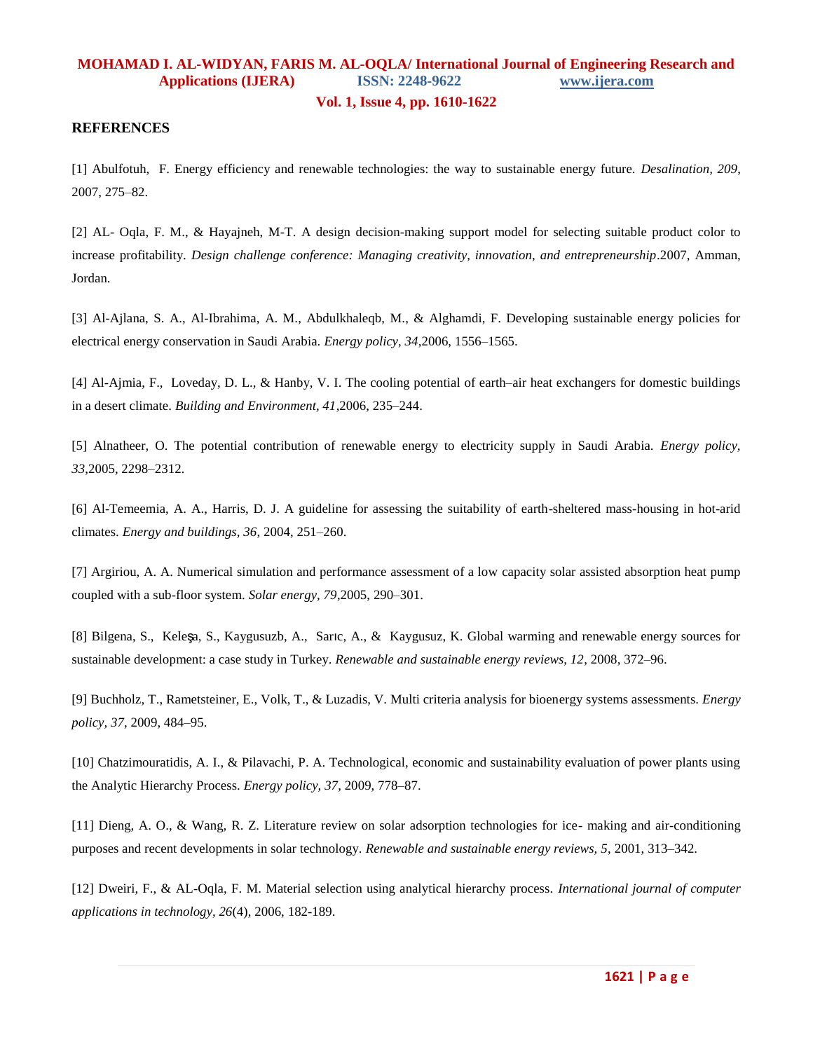## REFERENCES

[1] Abulfotuh, F. Energy efficiency and renewable technologies: the way to sustainable energy future. *Desalination, 209*, 2007, 275–82.

[2] AL- Oqla, F. M., & Hayajneh, M-T. A design decision-making support model for selecting suitable product color to increase profitability. *Design challenge conference: Managing creativity, innovation, and entrepreneurship*.2007, Amman, Jordan.

[3] Al-Ajlana, S. A., Al-Ibrahima, A. M., Abdulkhaleqb, M., & Alghamdi, F. Developing sustainable energy policies for electrical energy conservation in Saudi Arabia. *Energy policy, 34*,2006, 1556–1565.

[4] Al-Ajmia, F., Loveday, D. L., & Hanby, V. I. The cooling potential of earth–air heat exchangers for domestic buildings in a desert climate. *Building and Environment, 41*,2006, 235–244.

[5] Alnatheer, O. The potential contribution of renewable energy to electricity supply in Saudi Arabia. *Energy policy, 33*,2005, 2298–2312.

[6] Al-Temeemia, A. A., Harris, D. J. A guideline for assessing the suitability of earth-sheltered mass-housing in hot-arid climates. *Energy and buildings, 36*, 2004, 251–260.

[7] Argiriou, A. A. Numerical simulation and performance assessment of a low capacity solar assisted absorption heat pump coupled with a sub-floor system. *Solar energy, 79*,2005, 290–301.

[8] Bilgena, S., Keleşa, S., Kaygusuzb, A., Sarıc, A., & Kaygusuz, K. Global warming and renewable energy sources for sustainable development: a case study in Turkey. *Renewable and sustainable energy reviews, 12*, 2008, 372–96.

[9] Buchholz, T., Rametsteiner, E., Volk, T., & Luzadis, V. Multi criteria analysis for bioenergy systems assessments. *Energy policy, 37*, 2009, 484–95.

[10] Chatzimouratidis, A. I., & Pilavachi, P. A. Technological, economic and sustainability evaluation of power plants using the Analytic Hierarchy Process. *Energy policy, 37*, 2009, 778–87.

[11] Dieng, A. O., & Wang, R. Z. Literature review on solar adsorption technologies for ice- making and air-conditioning purposes and recent developments in solar technology. *Renewable and sustainable energy reviews, 5*, 2001, 313–342.

[12] Dweiri, F., & AL-Oqla, F. M. Material selection using analytical hierarchy process. *International journal of computer applications in technology, 26*(4), 2006, 182-189.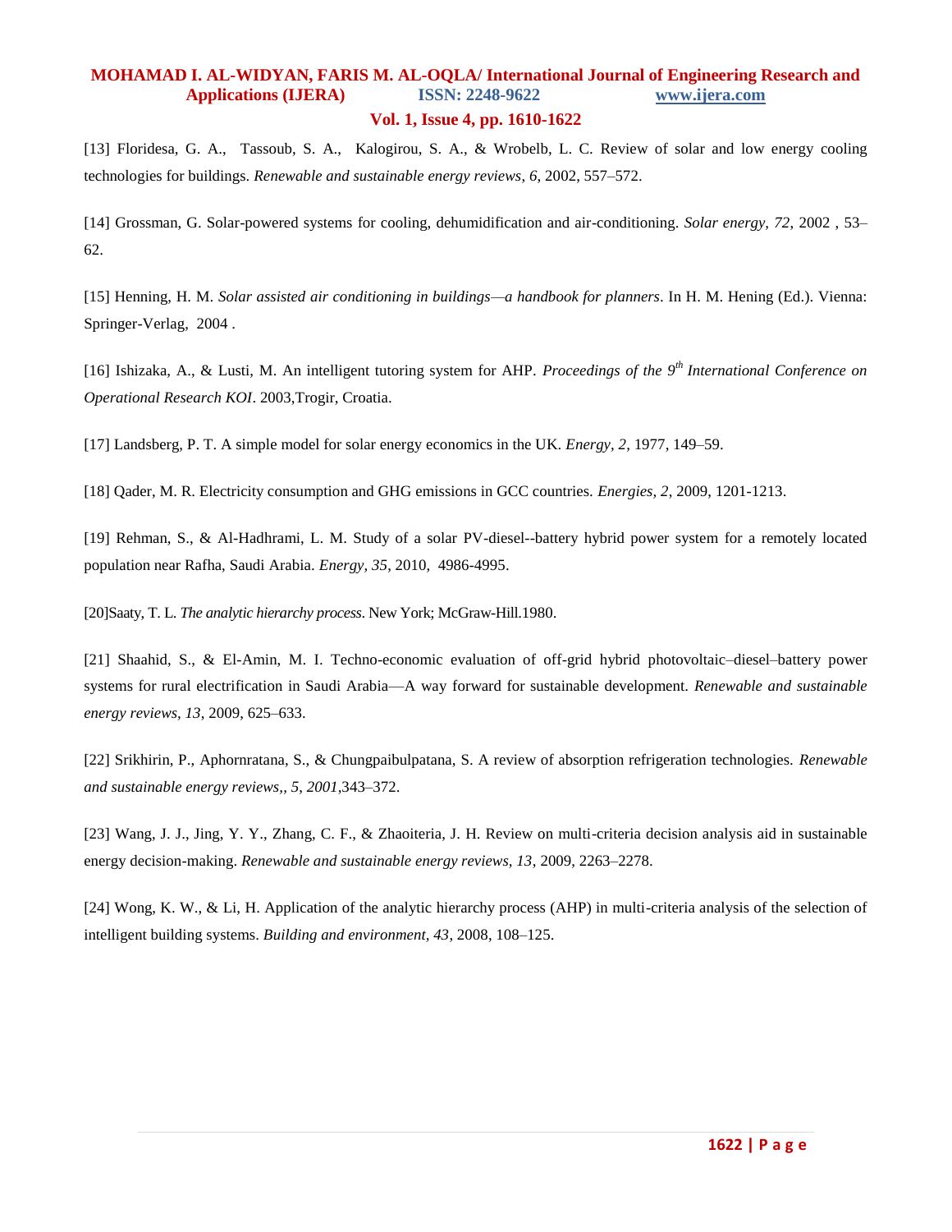[13] Floridesa, G. A., Tassoub, S. A., Kalogirou, S. A., & Wrobelb, L. C. Review of solar and low energy cooling technologies for buildings. *Renewable and sustainable energy reviews*, *6*, 2002, 557–572.

[14] Grossman, G. Solar-powered systems for cooling, dehumidification and air-conditioning. *Solar energy, 72*, 2002 , 53–62.

[15] Henning, H. M. *Solar assisted air conditioning in buildings—a handbook for planners*. In H. M. Hening (Ed.). Vienna: Springer-Verlag, 2004 .

[16] Ishizaka, A., & Lusti, M. An intelligent tutoring system for AHP. *Proceedings of the 9th International Conference on Operational Research KOI*. 2003,Trogir, Croatia.

[17] Landsberg, P. T. A simple model for solar energy economics in the UK. *Energy, 2*, 1977, 149–59.

[18] Qader, M. R. Electricity consumption and GHG emissions in GCC countries. *Energies, 2*, 2009, 1201-1213.

[19] Rehman, S., & Al-Hadhrami, L. M. Study of a solar PV-diesel--battery hybrid power system for a remotely located population near Rafha, Saudi Arabia. *Energy, 35*, 2010, 4986-4995.

[20]Saaty, T. L. *The analytic hierarchy process*. New York; McGraw-Hill.1980.

[21] Shaahid, S., & El-Amin, M. I. Techno-economic evaluation of off-grid hybrid photovoltaic–diesel–battery power systems for rural electrification in Saudi Arabia—A way forward for sustainable development. *Renewable and sustainable energy reviews, 13*, 2009, 625–633.

[22] Srikhirin, P., Aphornratana, S., & Chungpaibulpatana, S. A review of absorption refrigeration technologies. *Renewable and sustainable energy reviews,, 5, 2001*,343–372.

[23] Wang, J. J., Jing, Y. Y., Zhang, C. F., & Zhaoiteria, J. H. Review on multi-criteria decision analysis aid in sustainable energy decision-making. *Renewable and sustainable energy reviews, 13*, 2009, 2263–2278.

[24] Wong, K. W., & Li, H. Application of the analytic hierarchy process (AHP) in multi-criteria analysis of the selection of intelligent building systems. *Building and environment, 43*, 2008, 108–125.